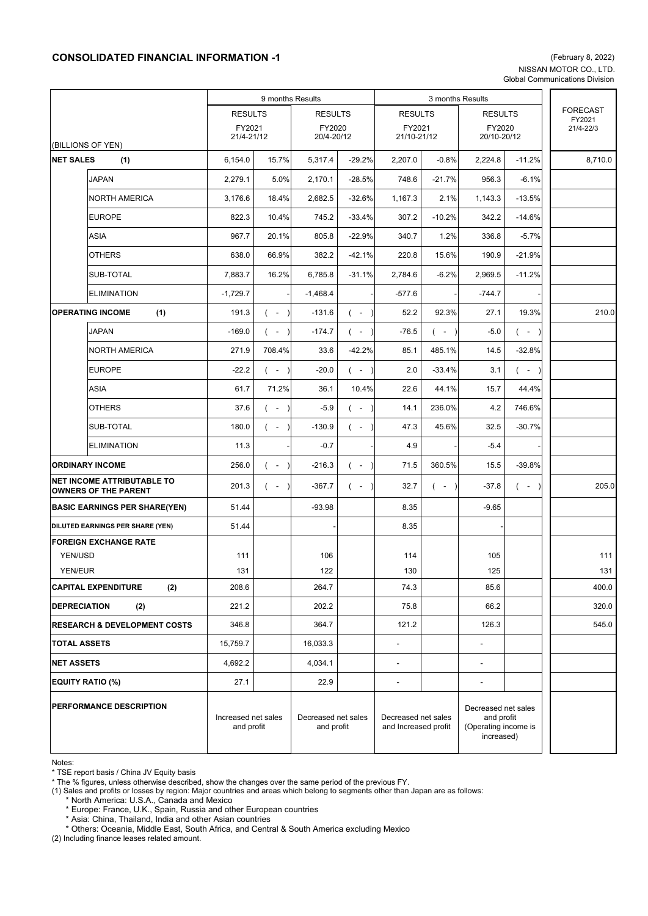# CONSOLIDATED FINANCIAL INFORMATION -1

(February 8, 2022)
NISSAN MOTOR CO., LTD.
Global Communications Division

| (BILLIONS OF YEN) | | 9 months Results | | | | 3 months Results | | | | FORECAST |
|---|---|---|---|---|---|---|---|---|---|---|
| | | RESULTS FY2021 21/4-21/12 | | RESULTS FY2020 20/4-20/12 | | RESULTS FY2021 21/10-21/12 | | RESULTS FY2020 20/10-20/12 | | FY2021 21/4-22/3 |
| **NET SALES (1)** | | 6,154.0 | 15.7% | 5,317.4 | -29.2% | 2,207.0 | -0.8% | 2,224.8 | -11.2% | 8,710.0 |
| | JAPAN | 2,279.1 | 5.0% | 2,170.1 | -28.5% | 748.6 | -21.7% | 956.3 | -6.1% | |
| | NORTH AMERICA | 3,176.6 | 18.4% | 2,682.5 | -32.6% | 1,167.3 | 2.1% | 1,143.3 | -13.5% | |
| | EUROPE | 822.3 | 10.4% | 745.2 | -33.4% | 307.2 | -10.2% | 342.2 | -14.6% | |
| | ASIA | 967.7 | 20.1% | 805.8 | -22.9% | 340.7 | 1.2% | 336.8 | -5.7% | |
| | OTHERS | 638.0 | 66.9% | 382.2 | -42.1% | 220.8 | 15.6% | 190.9 | -21.9% | |
| | SUB-TOTAL | 7,883.7 | 16.2% | 6,785.8 | -31.1% | 2,784.6 | -6.2% | 2,969.5 | -11.2% | |
| | ELIMINATION | -1,729.7 | - | -1,468.4 | - | -577.6 | - | -744.7 | - | |
| **OPERATING INCOME (1)** | | 191.3 | ( - ) | -131.6 | ( - ) | 52.2 | 92.3% | 27.1 | 19.3% | 210.0 |
| | JAPAN | -169.0 | ( - ) | -174.7 | ( - ) | -76.5 | ( - ) | -5.0 | ( - ) | |
| | NORTH AMERICA | 271.9 | 708.4% | 33.6 | -42.2% | 85.1 | 485.1% | 14.5 | -32.8% | |
| | EUROPE | -22.2 | ( - ) | -20.0 | ( - ) | 2.0 | -33.4% | 3.1 | ( - ) | |
| | ASIA | 61.7 | 71.2% | 36.1 | 10.4% | 22.6 | 44.1% | 15.7 | 44.4% | |
| | OTHERS | 37.6 | ( - ) | -5.9 | ( - ) | 14.1 | 236.0% | 4.2 | 746.6% | |
| | SUB-TOTAL | 180.0 | ( - ) | -130.9 | ( - ) | 47.3 | 45.6% | 32.5 | -30.7% | |
| | ELIMINATION | 11.3 | - | -0.7 | - | 4.9 | - | -5.4 | - | |
| **ORDINARY INCOME** | | 256.0 | ( - ) | -216.3 | ( - ) | 71.5 | 360.5% | 15.5 | -39.8% | |
| **NET INCOME ATTRIBUTABLE TO OWNERS OF THE PARENT** | | 201.3 | ( - ) | -367.7 | ( - ) | 32.7 | ( - ) | -37.8 | ( - ) | 205.0 |
| **BASIC EARNINGS PER SHARE(YEN)** | | 51.44 | | -93.98 | | 8.35 | | -9.65 | | |
| **DILUTED EARNINGS PER SHARE (YEN)** | | 51.44 | | - | | 8.35 | | - | | |
| **FOREIGN EXCHANGE RATE** | | | | | | | | | | |
| YEN/USD | | 111 | | 106 | | 114 | | 105 | | 111 |
| YEN/EUR | | 131 | | 122 | | 130 | | 125 | | 131 |
| **CAPITAL EXPENDITURE (2)** | | 208.6 | | 264.7 | | 74.3 | | 85.6 | | 400.0 |
| **DEPRECIATION (2)** | | 221.2 | | 202.2 | | 75.8 | | 66.2 | | 320.0 |
| **RESEARCH & DEVELOPMENT COSTS** | | 346.8 | | 364.7 | | 121.2 | | 126.3 | | 545.0 |
| **TOTAL ASSETS** | | 15,759.7 | | 16,033.3 | | - | | - | | |
| **NET ASSETS** | | 4,692.2 | | 4,034.1 | | - | | - | | |
| **EQUITY RATIO (%)** | | 27.1 | | 22.9 | | - | | - | | |
| **PERFORMANCE DESCRIPTION** | | Increased net sales and profit | | Decreased net sales and profit | | Decreased net sales and Increased profit | | Decreased net sales and profit (Operating income is increased) | | |

Notes:
* TSE report basis / China JV Equity basis
* The % figures, unless otherwise described, show the changes over the same period of the previous FY.
(1) Sales and profits or losses by region: Major countries and areas which belong to segments other than Japan are as follows:
 * North America: U.S.A., Canada and Mexico
 * Europe: France, U.K., Spain, Russia and other European countries
 * Asia: China, Thailand, India and other Asian countries
 * Others: Oceania, Middle East, South Africa, and Central & South America excluding Mexico
(2) Including finance leases related amount.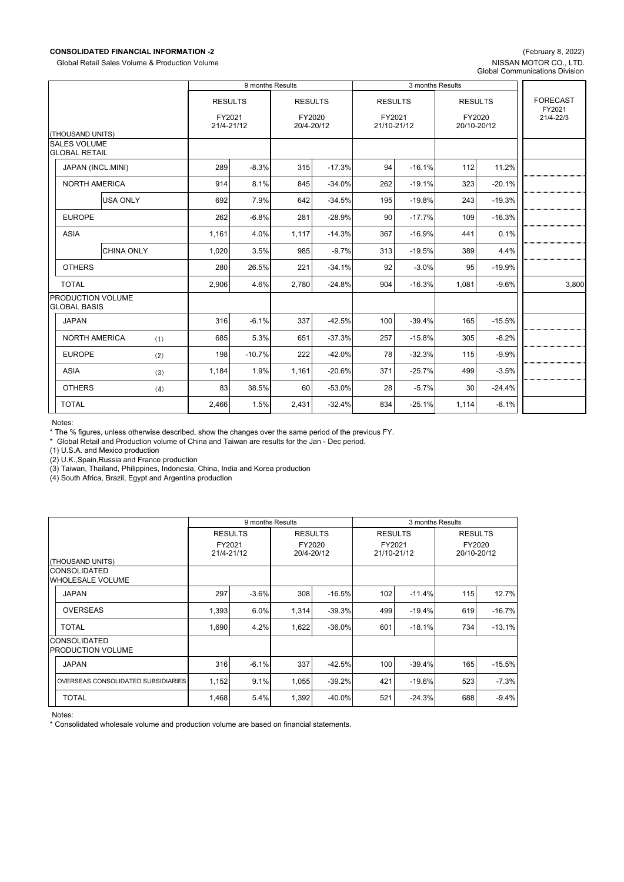**CONSOLIDATED FINANCIAL INFORMATION -2**

Global Retail Sales Volume & Production Volume

(February 8, 2022)

NISSAN MOTOR CO., LTD.
Global Communications Division

| (THOUSAND UNITS) | 9 months Results | | | | 3 months Results | | | | |
|---|---|---|---|---|---|---|---|---|---|
| | RESULTS FY2021 21/4-21/12 | | RESULTS FY2020 20/4-20/12 | | RESULTS FY2021 21/10-21/12 | | RESULTS FY2020 20/10-20/12 | | FORECAST FY2021 21/4-22/3 |
| **SALES VOLUME GLOBAL RETAIL** | | | | | | | | | |
| JAPAN (INCL.MINI) | 289 | -8.3% | 315 | -17.3% | 94 | -16.1% | 112 | 11.2% | |
| NORTH AMERICA | 914 | 8.1% | 845 | -34.0% | 262 | -19.1% | 323 | -20.1% | |
| USA ONLY | 692 | 7.9% | 642 | -34.5% | 195 | -19.8% | 243 | -19.3% | |
| EUROPE | 262 | -6.8% | 281 | -28.9% | 90 | -17.7% | 109 | -16.3% | |
| ASIA | 1,161 | 4.0% | 1,117 | -14.3% | 367 | -16.9% | 441 | 0.1% | |
| CHINA ONLY | 1,020 | 3.5% | 985 | -9.7% | 313 | -19.5% | 389 | 4.4% | |
| OTHERS | 280 | 26.5% | 221 | -34.1% | 92 | -3.0% | 95 | -19.9% | |
| TOTAL | 2,906 | 4.6% | 2,780 | -24.8% | 904 | -16.3% | 1,081 | -9.6% | 3,800 |
| **PRODUCTION VOLUME GLOBAL BASIS** | | | | | | | | | |
| JAPAN | 316 | -6.1% | 337 | -42.5% | 100 | -39.4% | 165 | -15.5% | |
| NORTH AMERICA (1) | 685 | 5.3% | 651 | -37.3% | 257 | -15.8% | 305 | -8.2% | |
| EUROPE (2) | 198 | -10.7% | 222 | -42.0% | 78 | -32.3% | 115 | -9.9% | |
| ASIA (3) | 1,184 | 1.9% | 1,161 | -20.6% | 371 | -25.7% | 499 | -3.5% | |
| OTHERS (4) | 83 | 38.5% | 60 | -53.0% | 28 | -5.7% | 30 | -24.4% | |
| TOTAL | 2,466 | 1.5% | 2,431 | -32.4% | 834 | -25.1% | 1,114 | -8.1% | |

Notes:

* The % figures, unless otherwise described, show the changes over the same period of the previous FY.
* Global Retail and Production volume of China and Taiwan are results for the Jan - Dec period.

(1) U.S.A. and Mexico production
(2) U.K.,Spain,Russia and France production
(3) Taiwan, Thailand, Philippines, Indonesia, China, India and Korea production
(4) South Africa, Brazil, Egypt and Argentina production

| (THOUSAND UNITS) | 9 months Results | | | | 3 months Results | | | |
|---|---|---|---|---|---|---|---|---|
| | RESULTS FY2021 21/4-21/12 | | RESULTS FY2020 20/4-20/12 | | RESULTS FY2021 21/10-21/12 | | RESULTS FY2020 20/10-20/12 | |
| **CONSOLIDATED WHOLESALE VOLUME** | | | | | | | | |
| JAPAN | 297 | -3.6% | 308 | -16.5% | 102 | -11.4% | 115 | 12.7% |
| OVERSEAS | 1,393 | 6.0% | 1,314 | -39.3% | 499 | -19.4% | 619 | -16.7% |
| TOTAL | 1,690 | 4.2% | 1,622 | -36.0% | 601 | -18.1% | 734 | -13.1% |
| **CONSOLIDATED PRODUCTION VOLUME** | | | | | | | | |
| JAPAN | 316 | -6.1% | 337 | -42.5% | 100 | -39.4% | 165 | -15.5% |
| OVERSEAS CONSOLIDATED SUBSIDIARIES | 1,152 | 9.1% | 1,055 | -39.2% | 421 | -19.6% | 523 | -7.3% |
| TOTAL | 1,468 | 5.4% | 1,392 | -40.0% | 521 | -24.3% | 688 | -9.4% |

Notes:

* Consolidated wholesale volume and production volume are based on financial statements.